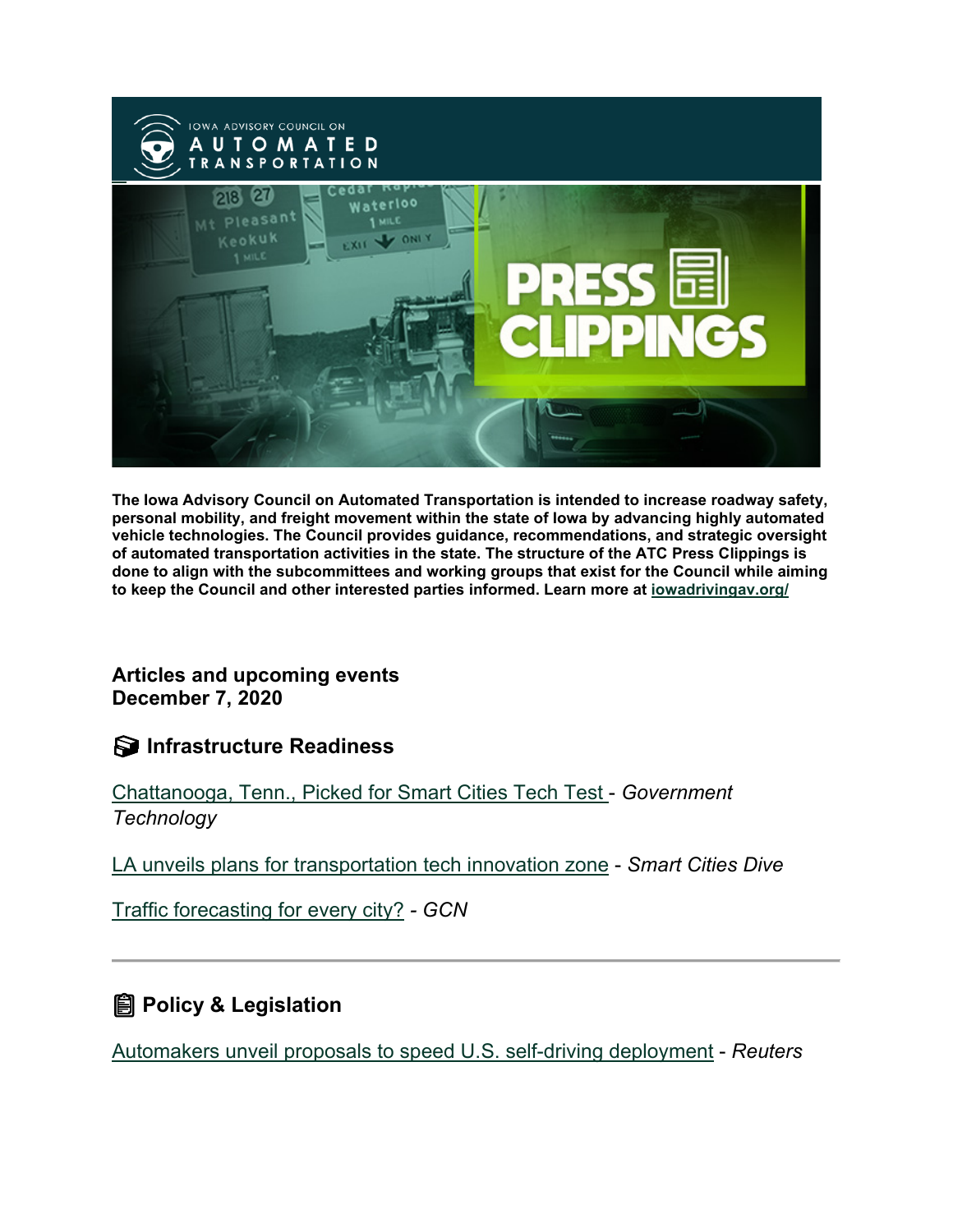The Iowa Advisory Council on Automated Transportation is intended to increase roadway safety, personal mobility, and freight movement within the state of Iowa by advancing highly automated vehicle technologies. The Council provides guidance, recommendations, and strategic oversight of automated transportation activities in the state. The structure of the ATC Press Clippings is done to align with the subcommittees and working groups that exist for the Council while aiming to keep the Council and other interested parties informed. Learn more at iowadrivingav.org/

**Articles and upcoming events**
**December 7, 2020**

## Infrastructure Readiness

Chattanooga, Tenn., Picked for Smart Cities Tech Test - *Government Technology*

LA unveils plans for transportation tech innovation zone - *Smart Cities Dive*

Traffic forecasting for every city? - *GCN*

---

## Policy & Legislation

Automakers unveil proposals to speed U.S. self-driving deployment - *Reuters*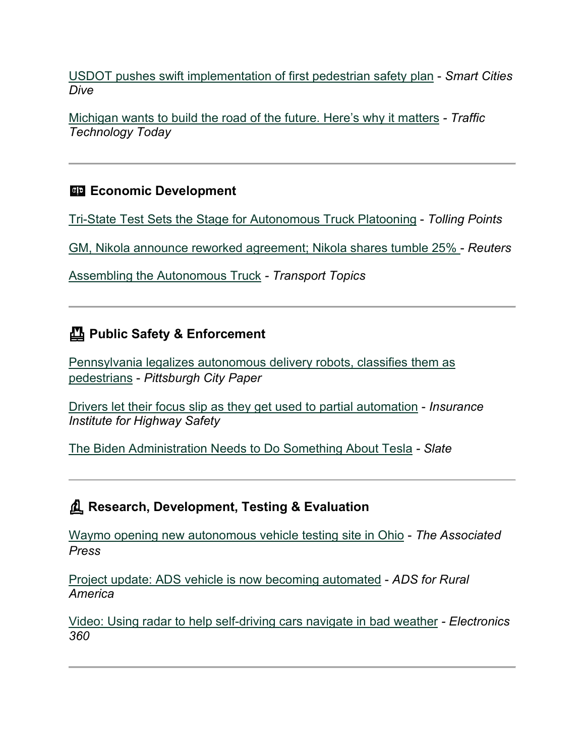USDOT pushes swift implementation of first pedestrian safety plan - *Smart Cities Dive*

Michigan wants to build the road of the future. Here's why it matters - *Traffic Technology Today*

---

## Economic Development

Tri-State Test Sets the Stage for Autonomous Truck Platooning - *Tolling Points*

GM, Nikola announce reworked agreement; Nikola shares tumble 25% - *Reuters*

Assembling the Autonomous Truck - *Transport Topics*

---

## Public Safety & Enforcement

Pennsylvania legalizes autonomous delivery robots, classifies them as pedestrians - *Pittsburgh City Paper*

Drivers let their focus slip as they get used to partial automation - *Insurance Institute for Highway Safety*

The Biden Administration Needs to Do Something About Tesla - *Slate*

---

## Research, Development, Testing & Evaluation

Waymo opening new autonomous vehicle testing site in Ohio - *The Associated Press*

Project update: ADS vehicle is now becoming automated - *ADS for Rural America*

Video: Using radar to help self-driving cars navigate in bad weather - *Electronics 360*

---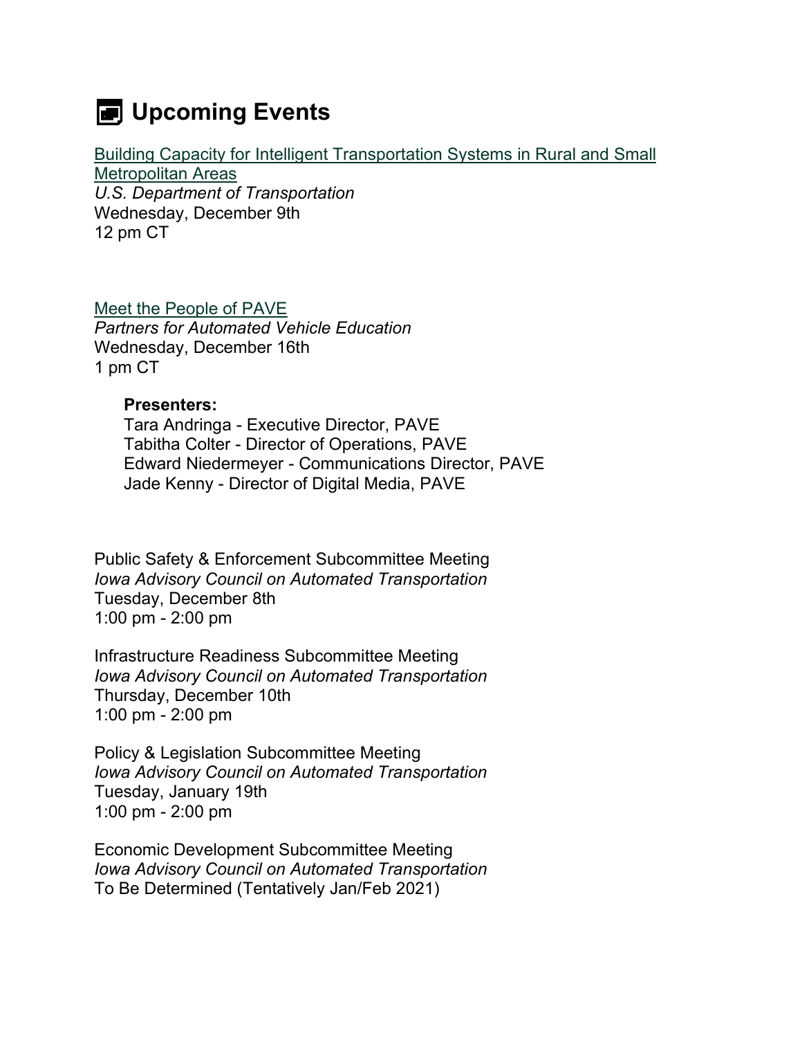# Upcoming Events

Building Capacity for Intelligent Transportation Systems in Rural and Small Metropolitan Areas
*U.S. Department of Transportation*
Wednesday, December 9th
12 pm CT

Meet the People of PAVE
*Partners for Automated Vehicle Education*
Wednesday, December 16th
1 pm CT

> **Presenters:**
> Tara Andringa - Executive Director, PAVE
> Tabitha Colter - Director of Operations, PAVE
> Edward Niedermeyer - Communications Director, PAVE
> Jade Kenny - Director of Digital Media, PAVE

Public Safety & Enforcement Subcommittee Meeting
*Iowa Advisory Council on Automated Transportation*
Tuesday, December 8th
1:00 pm - 2:00 pm

Infrastructure Readiness Subcommittee Meeting
*Iowa Advisory Council on Automated Transportation*
Thursday, December 10th
1:00 pm - 2:00 pm

Policy & Legislation Subcommittee Meeting
*Iowa Advisory Council on Automated Transportation*
Tuesday, January 19th
1:00 pm - 2:00 pm

Economic Development Subcommittee Meeting
*Iowa Advisory Council on Automated Transportation*
To Be Determined (Tentatively Jan/Feb 2021)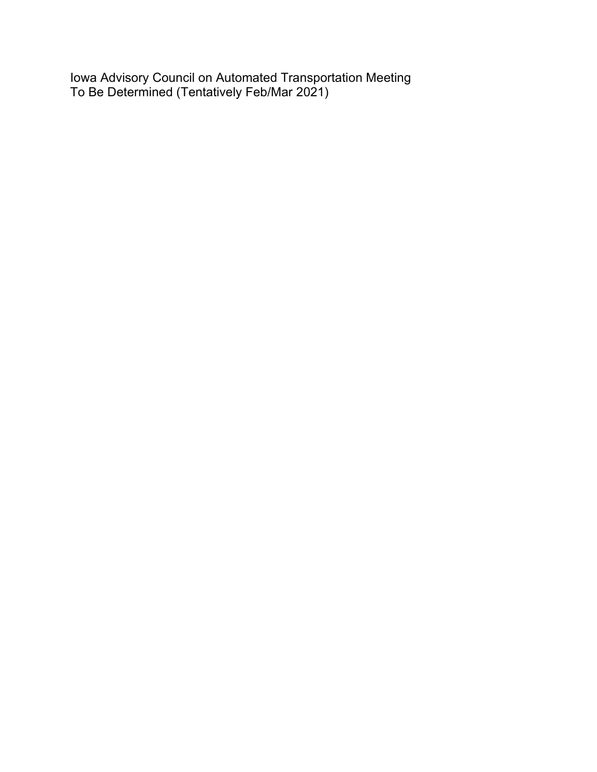Iowa Advisory Council on Automated Transportation Meeting
To Be Determined (Tentatively Feb/Mar 2021)